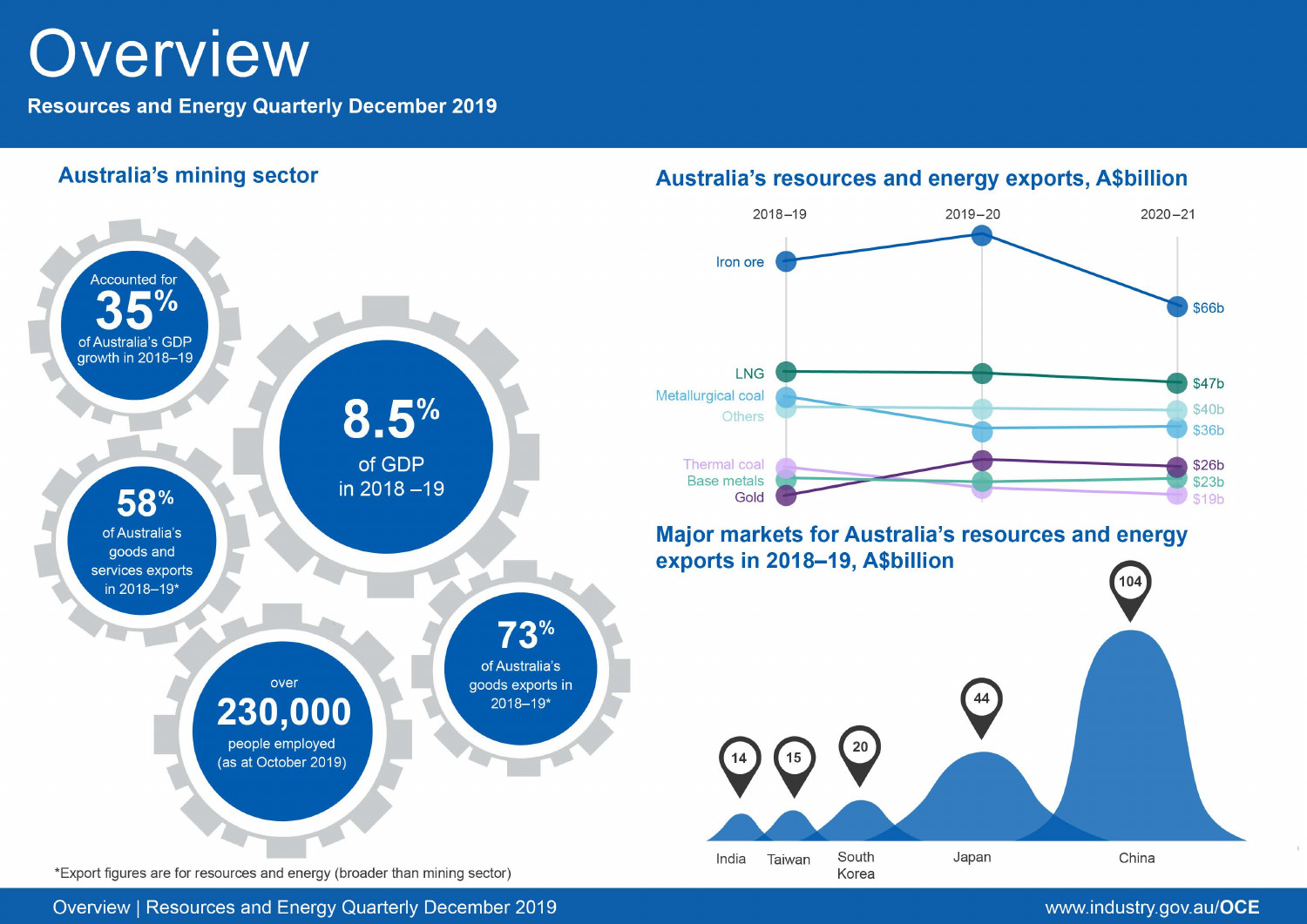# Overview

**Resources and Energy Quarterly December 2019**

## Australia's mining sector

Accounted for **35%** of Australia's GDP growth in 2018–19

**8.5%** of GDP in 2018 –19

**58%** of Australia's goods and services exports in 2018–19*

**73%** of Australia's goods exports in 2018–19*

over **230,000** people employed (as at October 2019)

*Export figures are for resources and energy (broader than mining sector)

## Australia's resources and energy exports, A$billion

| | 2020–21 |
|---|---|
| Iron ore | $66b |
| LNG | $47b |
| Others | $40b |
| Metallurgical coal | $36b |
| Gold | $26b |
| Base metals | $23b |
| Thermal coal | $19b |

## Major markets for Australia's resources and energy exports in 2018–19, A$billion

| Market | A$billion |
|---|---|
| India | 14 |
| Taiwan | 15 |
| South Korea | 20 |
| Japan | 44 |
| China | 104 |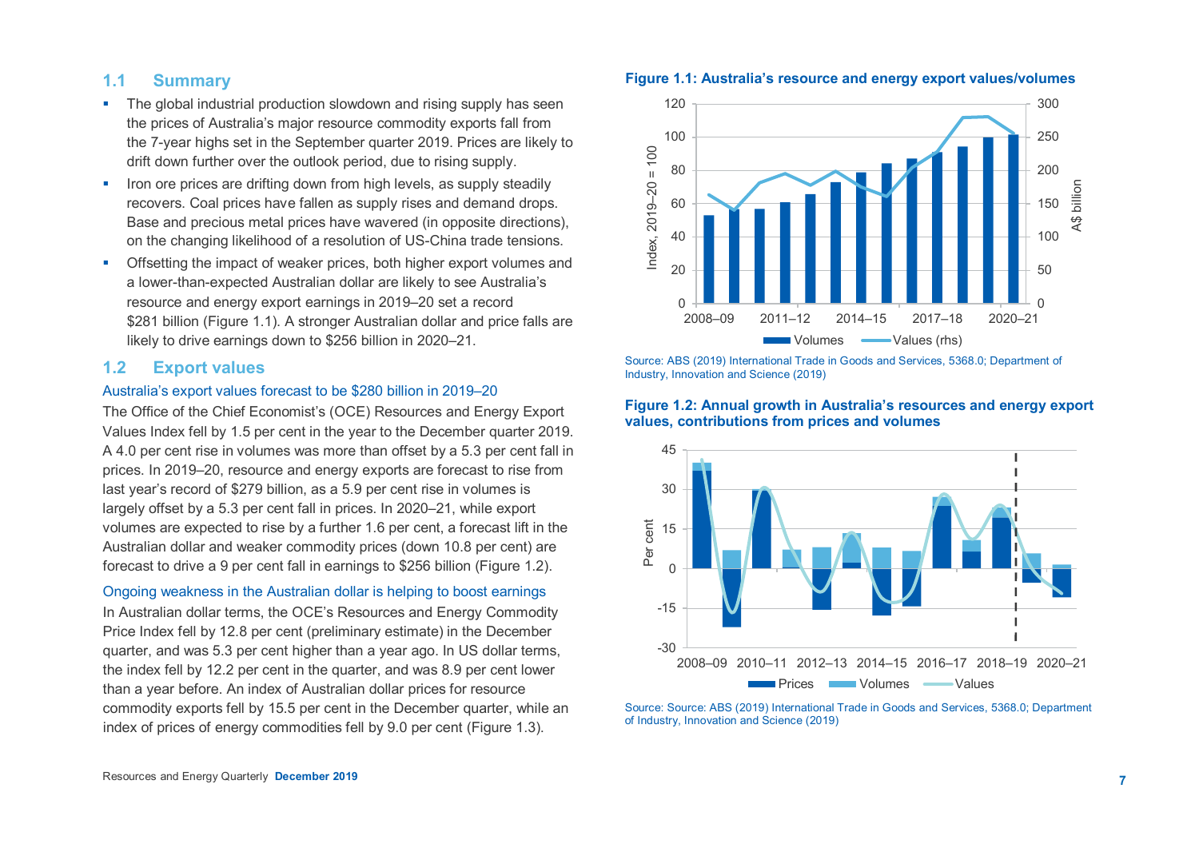## 1.1 Summary

- The global industrial production slowdown and rising supply has seen the prices of Australia's major resource commodity exports fall from the 7-year highs set in the September quarter 2019. Prices are likely to drift down further over the outlook period, due to rising supply.
- Iron ore prices are drifting down from high levels, as supply steadily recovers. Coal prices have fallen as supply rises and demand drops. Base and precious metal prices have wavered (in opposite directions), on the changing likelihood of a resolution of US-China trade tensions.
- Offsetting the impact of weaker prices, both higher export volumes and a lower-than-expected Australian dollar are likely to see Australia's resource and energy export earnings in 2019–20 set a record $281 billion (Figure 1.1). A stronger Australian dollar and price falls are likely to drive earnings down to $256 billion in 2020–21.

## 1.2 Export values

### Australia's export values forecast to be $280 billion in 2019–20

The Office of the Chief Economist's (OCE) Resources and Energy Export Values Index fell by 1.5 per cent in the year to the December quarter 2019. A 4.0 per cent rise in volumes was more than offset by a 5.3 per cent fall in prices. In 2019–20, resource and energy exports are forecast to rise from last year's record of $279 billion, as a 5.9 per cent rise in volumes is largely offset by a 5.3 per cent fall in prices. In 2020–21, while export volumes are expected to rise by a further 1.6 per cent, a forecast lift in the Australian dollar and weaker commodity prices (down 10.8 per cent) are forecast to drive a 9 per cent fall in earnings to $256 billion (Figure 1.2).

### Ongoing weakness in the Australian dollar is helping to boost earnings

In Australian dollar terms, the OCE's Resources and Energy Commodity Price Index fell by 12.8 per cent (preliminary estimate) in the December quarter, and was 5.3 per cent higher than a year ago. In US dollar terms, the index fell by 12.2 per cent in the quarter, and was 8.9 per cent lower than a year before. An index of Australian dollar prices for resource commodity exports fell by 15.5 per cent in the December quarter, while an index of prices of energy commodities fell by 9.0 per cent (Figure 1.3).

**Figure 1.1: Australia's resource and energy export values/volumes**

Source: ABS (2019) International Trade in Goods and Services, 5368.0; Department of Industry, Innovation and Science (2019)

**Figure 1.2: Annual growth in Australia's resources and energy export values, contributions from prices and volumes**

Source: Source: ABS (2019) International Trade in Goods and Services, 5368.0; Department of Industry, Innovation and Science (2019)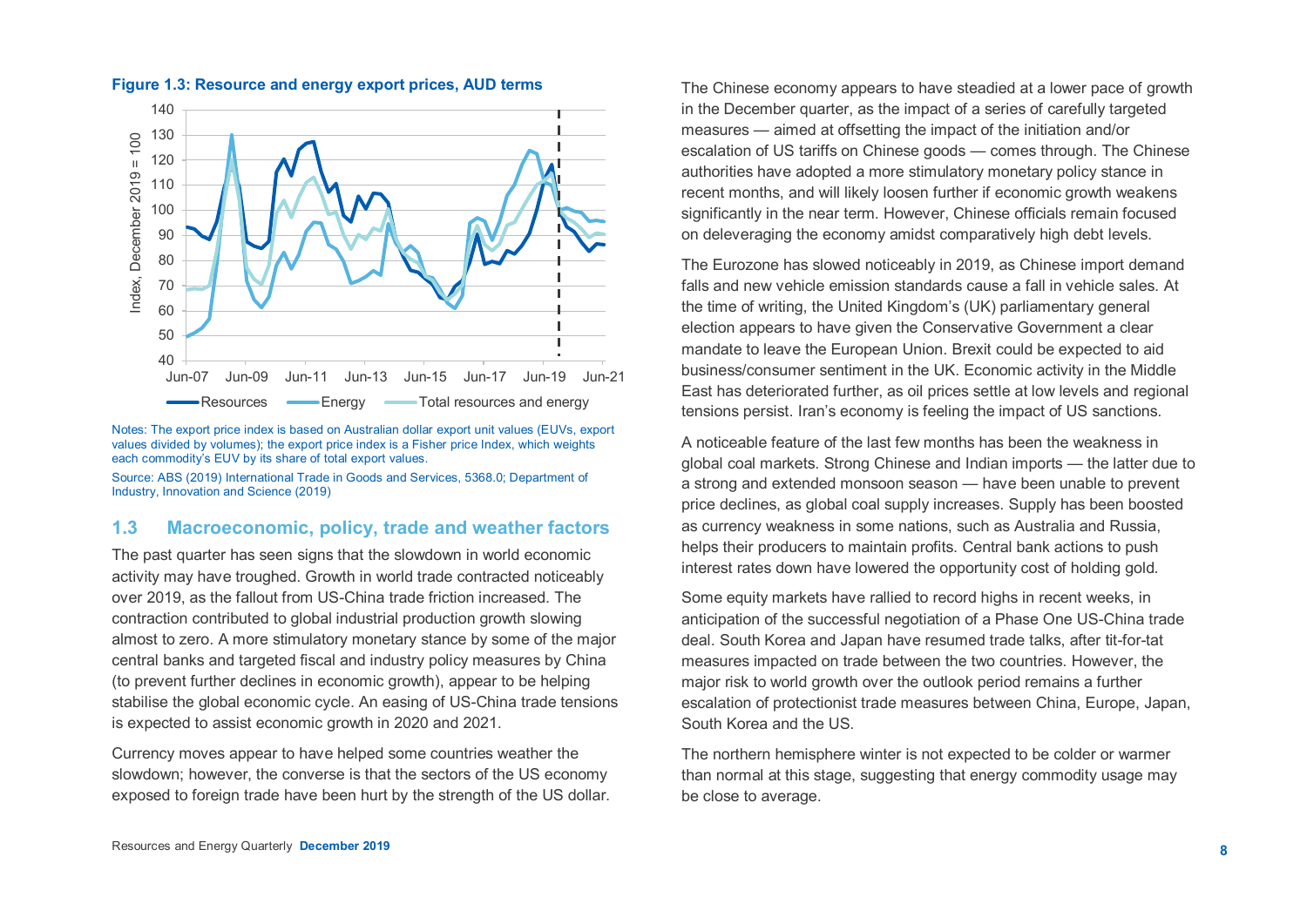**Figure 1.3: Resource and energy export prices, AUD terms**

Notes: The export price index is based on Australian dollar export unit values (EUVs, export values divided by volumes); the export price index is a Fisher price Index, which weights each commodity's EUV by its share of total export values.

Source: ABS (2019) International Trade in Goods and Services, 5368.0; Department of Industry, Innovation and Science (2019)

## 1.3 Macroeconomic, policy, trade and weather factors

The past quarter has seen signs that the slowdown in world economic activity may have troughed. Growth in world trade contracted noticeably over 2019, as the fallout from US-China trade friction increased. The contraction contributed to global industrial production growth slowing almost to zero. A more stimulatory monetary stance by some of the major central banks and targeted fiscal and industry policy measures by China (to prevent further declines in economic growth), appear to be helping stabilise the global economic cycle. An easing of US-China trade tensions is expected to assist economic growth in 2020 and 2021.

Currency moves appear to have helped some countries weather the slowdown; however, the converse is that the sectors of the US economy exposed to foreign trade have been hurt by the strength of the US dollar.

The Chinese economy appears to have steadied at a lower pace of growth in the December quarter, as the impact of a series of carefully targeted measures — aimed at offsetting the impact of the initiation and/or escalation of US tariffs on Chinese goods — comes through. The Chinese authorities have adopted a more stimulatory monetary policy stance in recent months, and will likely loosen further if economic growth weakens significantly in the near term. However, Chinese officials remain focused on deleveraging the economy amidst comparatively high debt levels.

The Eurozone has slowed noticeably in 2019, as Chinese import demand falls and new vehicle emission standards cause a fall in vehicle sales. At the time of writing, the United Kingdom's (UK) parliamentary general election appears to have given the Conservative Government a clear mandate to leave the European Union. Brexit could be expected to aid business/consumer sentiment in the UK. Economic activity in the Middle East has deteriorated further, as oil prices settle at low levels and regional tensions persist. Iran's economy is feeling the impact of US sanctions.

A noticeable feature of the last few months has been the weakness in global coal markets. Strong Chinese and Indian imports — the latter due to a strong and extended monsoon season — have been unable to prevent price declines, as global coal supply increases. Supply has been boosted as currency weakness in some nations, such as Australia and Russia, helps their producers to maintain profits. Central bank actions to push interest rates down have lowered the opportunity cost of holding gold.

Some equity markets have rallied to record highs in recent weeks, in anticipation of the successful negotiation of a Phase One US-China trade deal. South Korea and Japan have resumed trade talks, after tit-for-tat measures impacted on trade between the two countries. However, the major risk to world growth over the outlook period remains a further escalation of protectionist trade measures between China, Europe, Japan, South Korea and the US.

The northern hemisphere winter is not expected to be colder or warmer than normal at this stage, suggesting that energy commodity usage may be close to average.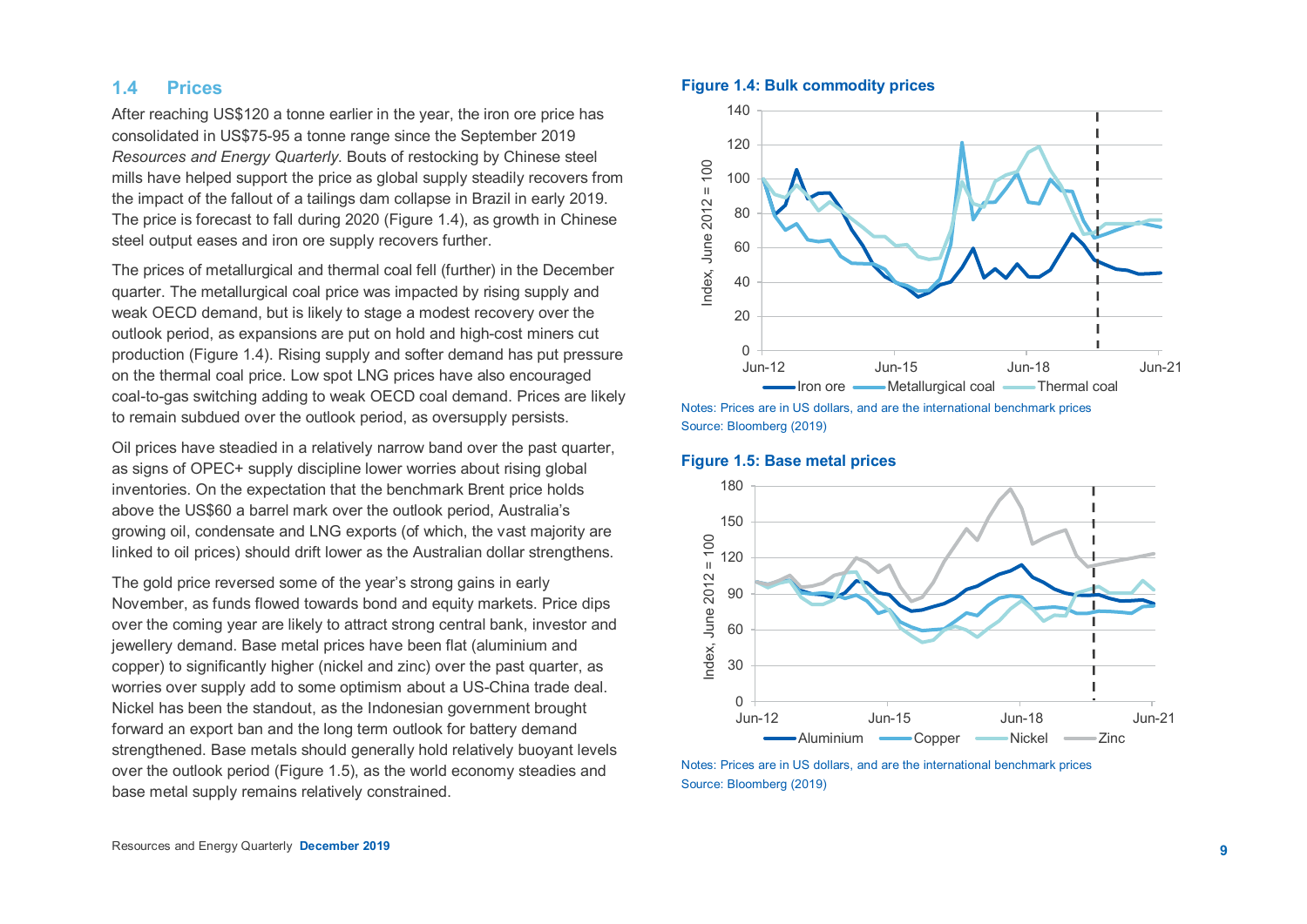## 1.4 Prices

After reaching US$120 a tonne earlier in the year, the iron ore price has consolidated in US$75-95 a tonne range since the September 2019 *Resources and Energy Quarterly*. Bouts of restocking by Chinese steel mills have helped support the price as global supply steadily recovers from the impact of the fallout of a tailings dam collapse in Brazil in early 2019. The price is forecast to fall during 2020 (Figure 1.4), as growth in Chinese steel output eases and iron ore supply recovers further.

The prices of metallurgical and thermal coal fell (further) in the December quarter. The metallurgical coal price was impacted by rising supply and weak OECD demand, but is likely to stage a modest recovery over the outlook period, as expansions are put on hold and high-cost miners cut production (Figure 1.4). Rising supply and softer demand has put pressure on the thermal coal price. Low spot LNG prices have also encouraged coal-to-gas switching adding to weak OECD coal demand. Prices are likely to remain subdued over the outlook period, as oversupply persists.

Oil prices have steadied in a relatively narrow band over the past quarter, as signs of OPEC+ supply discipline lower worries about rising global inventories. On the expectation that the benchmark Brent price holds above the US$60 a barrel mark over the outlook period, Australia's growing oil, condensate and LNG exports (of which, the vast majority are linked to oil prices) should drift lower as the Australian dollar strengthens.

The gold price reversed some of the year's strong gains in early November, as funds flowed towards bond and equity markets. Price dips over the coming year are likely to attract strong central bank, investor and jewellery demand. Base metal prices have been flat (aluminium and copper) to significantly higher (nickel and zinc) over the past quarter, as worries over supply add to some optimism about a US-China trade deal. Nickel has been the standout, as the Indonesian government brought forward an export ban and the long term outlook for battery demand strengthened. Base metals should generally hold relatively buoyant levels over the outlook period (Figure 1.5), as the world economy steadies and base metal supply remains relatively constrained.

**Figure 1.4: Bulk commodity prices**

Notes: Prices are in US dollars, and are the international benchmark prices
Source: Bloomberg (2019)

**Figure 1.5: Base metal prices**

Notes: Prices are in US dollars, and are the international benchmark prices
Source: Bloomberg (2019)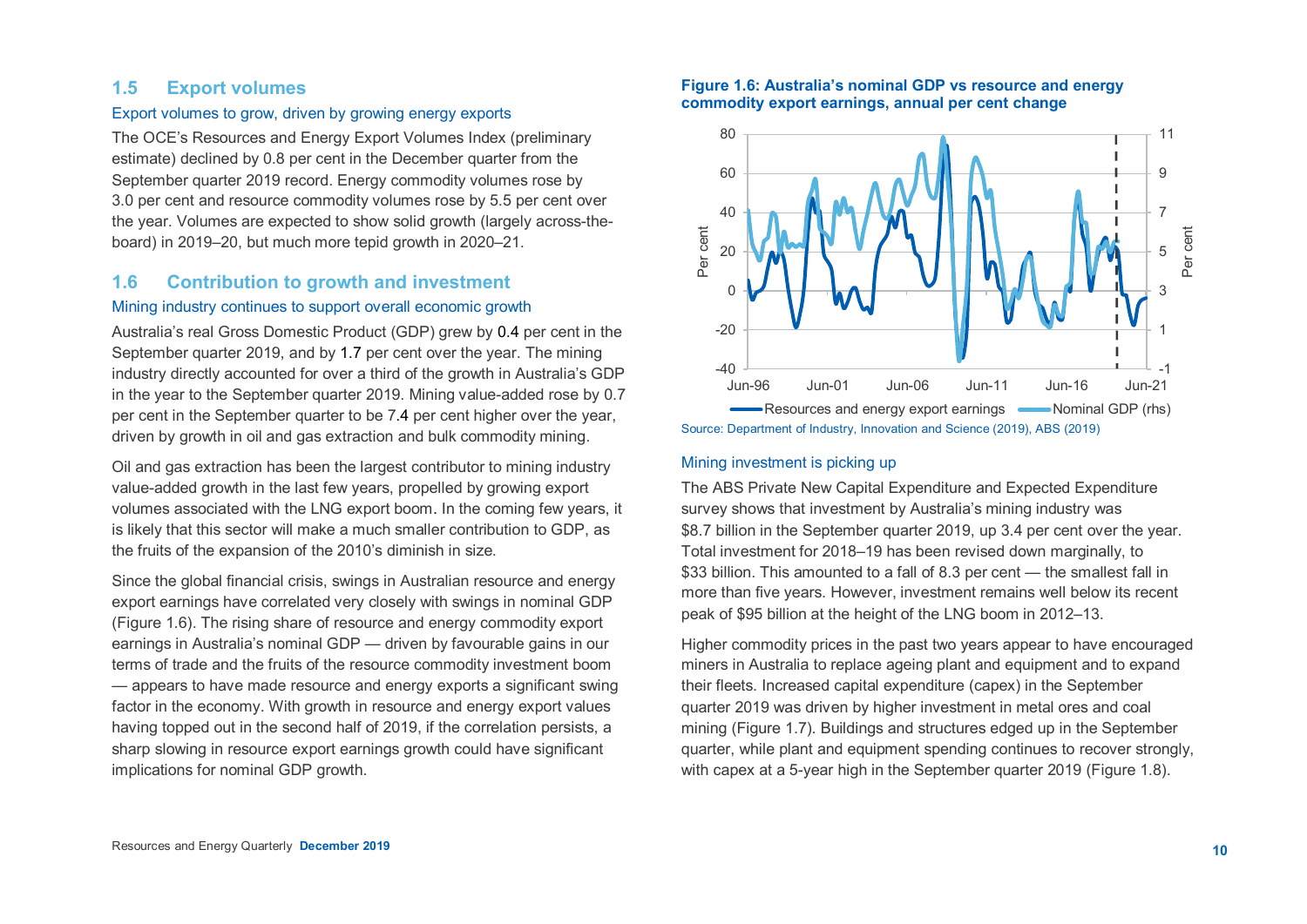## 1.5 Export volumes

### Export volumes to grow, driven by growing energy exports

The OCE's Resources and Energy Export Volumes Index (preliminary estimate) declined by 0.8 per cent in the December quarter from the September quarter 2019 record. Energy commodity volumes rose by 3.0 per cent and resource commodity volumes rose by 5.5 per cent over the year. Volumes are expected to show solid growth (largely across-the-board) in 2019–20, but much more tepid growth in 2020–21.

## 1.6 Contribution to growth and investment

### Mining industry continues to support overall economic growth

Australia's real Gross Domestic Product (GDP) grew by 0.4 per cent in the September quarter 2019, and by 1.7 per cent over the year. The mining industry directly accounted for over a third of the growth in Australia's GDP in the year to the September quarter 2019. Mining value-added rose by 0.7 per cent in the September quarter to be 7.4 per cent higher over the year, driven by growth in oil and gas extraction and bulk commodity mining.

Oil and gas extraction has been the largest contributor to mining industry value-added growth in the last few years, propelled by growing export volumes associated with the LNG export boom. In the coming few years, it is likely that this sector will make a much smaller contribution to GDP, as the fruits of the expansion of the 2010's diminish in size.

Since the global financial crisis, swings in Australian resource and energy export earnings have correlated very closely with swings in nominal GDP (Figure 1.6). The rising share of resource and energy commodity export earnings in Australia's nominal GDP — driven by favourable gains in our terms of trade and the fruits of the resource commodity investment boom — appears to have made resource and energy exports a significant swing factor in the economy. With growth in resource and energy export values having topped out in the second half of 2019, if the correlation persists, a sharp slowing in resource export earnings growth could have significant implications for nominal GDP growth.

**Figure 1.6: Australia's nominal GDP vs resource and energy commodity export earnings, annual per cent change**

Source: Department of Industry, Innovation and Science (2019), ABS (2019)

### Mining investment is picking up

The ABS Private New Capital Expenditure and Expected Expenditure survey shows that investment by Australia's mining industry was $8.7 billion in the September quarter 2019, up 3.4 per cent over the year. Total investment for 2018–19 has been revised down marginally, to $33 billion. This amounted to a fall of 8.3 per cent — the smallest fall in more than five years. However, investment remains well below its recent peak of $95 billion at the height of the LNG boom in 2012–13.

Higher commodity prices in the past two years appear to have encouraged miners in Australia to replace ageing plant and equipment and to expand their fleets. Increased capital expenditure (capex) in the September quarter 2019 was driven by higher investment in metal ores and coal mining (Figure 1.7). Buildings and structures edged up in the September quarter, while plant and equipment spending continues to recover strongly, with capex at a 5-year high in the September quarter 2019 (Figure 1.8).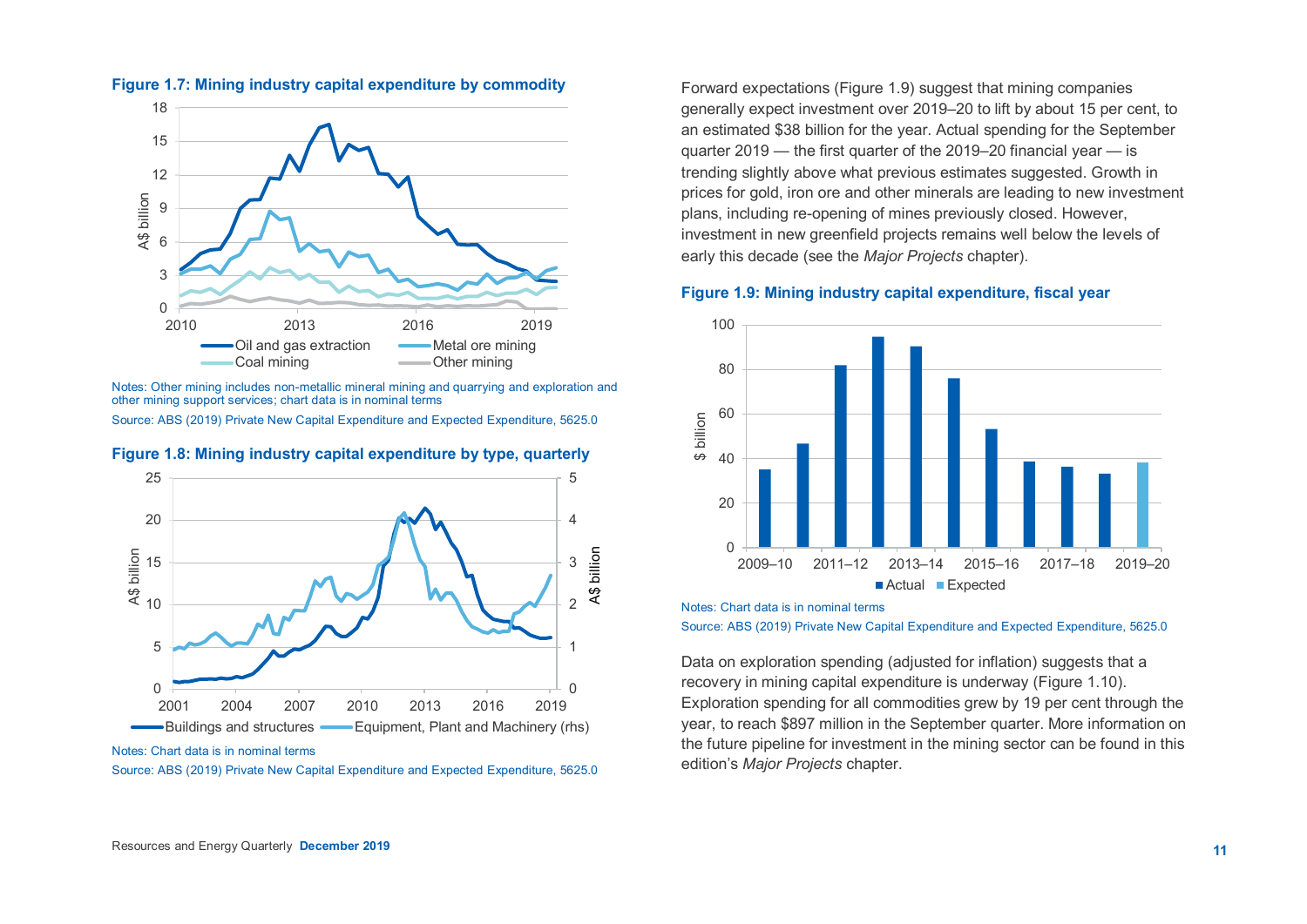**Figure 1.7: Mining industry capital expenditure by commodity**

Notes: Other mining includes non-metallic mineral mining and quarrying and exploration and other mining support services; chart data is in nominal terms

Source: ABS (2019) Private New Capital Expenditure and Expected Expenditure, 5625.0

**Figure 1.8: Mining industry capital expenditure by type, quarterly**

Notes: Chart data is in nominal terms

Source: ABS (2019) Private New Capital Expenditure and Expected Expenditure, 5625.0

Forward expectations (Figure 1.9) suggest that mining companies generally expect investment over 2019–20 to lift by about 15 per cent, to an estimated $38 billion for the year. Actual spending for the September quarter 2019 — the first quarter of the 2019–20 financial year — is trending slightly above what previous estimates suggested. Growth in prices for gold, iron ore and other minerals are leading to new investment plans, including re-opening of mines previously closed. However, investment in new greenfield projects remains well below the levels of early this decade (see the *Major Projects* chapter).

**Figure 1.9: Mining industry capital expenditure, fiscal year**

Notes: Chart data is in nominal terms

Source: ABS (2019) Private New Capital Expenditure and Expected Expenditure, 5625.0

Data on exploration spending (adjusted for inflation) suggests that a recovery in mining capital expenditure is underway (Figure 1.10). Exploration spending for all commodities grew by 19 per cent through the year, to reach $897 million in the September quarter. More information on the future pipeline for investment in the mining sector can be found in this edition's *Major Projects* chapter.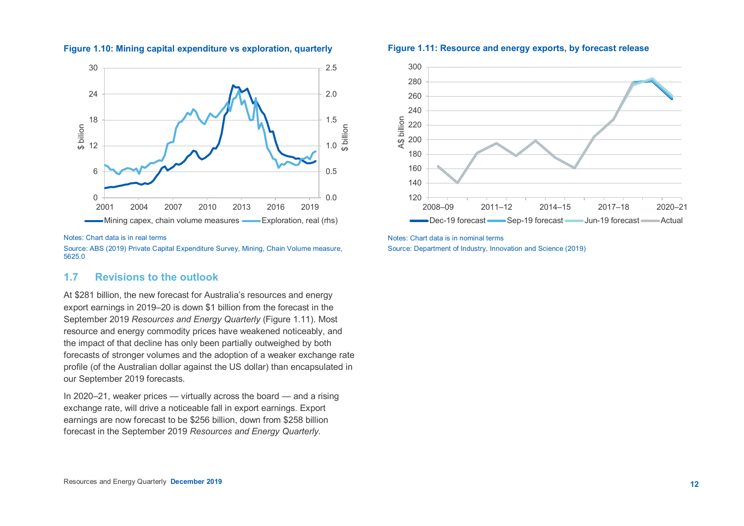**Figure 1.10: Mining capital expenditure vs exploration, quarterly**

Notes: Chart data is in real terms

Source: ABS (2019) Private Capital Expenditure Survey, Mining, Chain Volume measure, 5625.0

## 1.7 Revisions to the outlook

At $281 billion, the new forecast for Australia's resources and energy export earnings in 2019–20 is down $1 billion from the forecast in the September 2019 *Resources and Energy Quarterly* (Figure 1.11). Most resource and energy commodity prices have weakened noticeably, and the impact of that decline has only been partially outweighed by both forecasts of stronger volumes and the adoption of a weaker exchange rate profile (of the Australian dollar against the US dollar) than encapsulated in our September 2019 forecasts.

In 2020–21, weaker prices — virtually across the board — and a rising exchange rate, will drive a noticeable fall in export earnings. Export earnings are now forecast to be $256 billion, down from $258 billion forecast in the September 2019 *Resources and Energy Quarterly*.

**Figure 1.11: Resource and energy exports, by forecast release**

Notes: Chart data is in nominal terms

Source: Department of Industry, Innovation and Science (2019)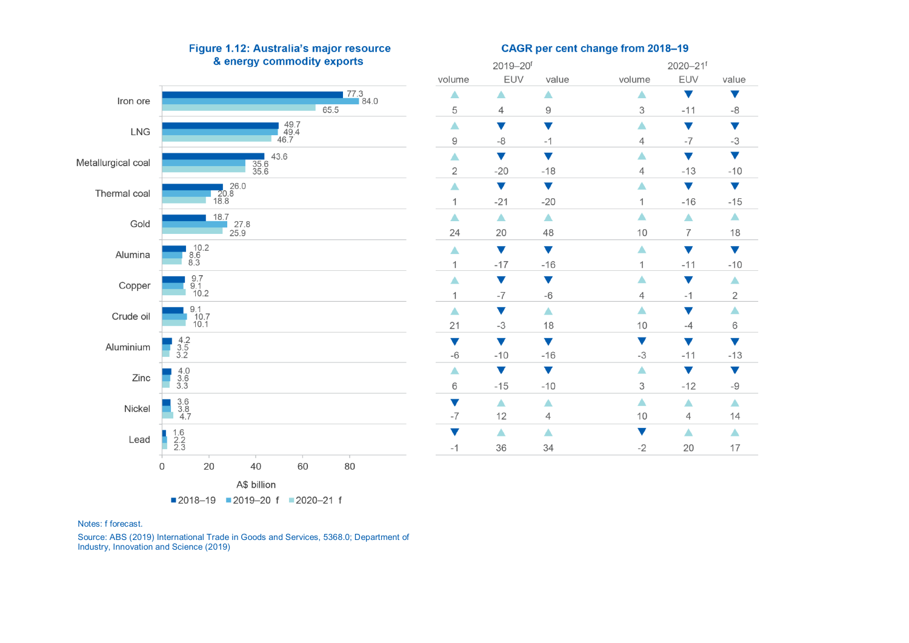**Figure 1.12: Australia's major resource & energy commodity exports**

| Commodity | 2018–19 (A$ billion) | 2019–20 f (A$ billion) | 2020–21 f (A$ billion) |
| --- | --- | --- | --- |
| Iron ore | 77.3 | 84.0 | 65.5 |
| LNG | 49.7 | 49.4 | 46.7 |
| Metallurgical coal | 43.6 | 35.6 | 35.6 |
| Thermal coal | 26.0 | 20.8 | 18.8 |
| Gold | 18.7 | 27.8 | 25.9 |
| Alumina | 10.2 | 8.6 | 8.3 |
| Copper | 9.7 | 9.1 | 10.2 |
| Crude oil | 9.1 | 10.7 | 10.1 |
| Aluminium | 4.2 | 3.5 | 3.2 |
| Zinc | 4.0 | 3.6 | 3.3 |
| Nickel | 3.6 | 3.8 | 4.7 |
| Lead | 1.6 | 2.2 | 2.3 |

**CAGR per cent change from 2018–19**

| Commodity | 2019–20[f] volume | 2019–20[f] EUV | 2019–20[f] value | 2020–21[f] volume | 2020–21[f] EUV | 2020–21[f] value |
| --- | --- | --- | --- | --- | --- | --- |
| Iron ore | 5 | 4 | 9 | 3 | -11 | -8 |
| LNG | 9 | -8 | -1 | 4 | -7 | -3 |
| Metallurgical coal | 2 | -20 | -18 | 4 | -13 | -10 |
| Thermal coal | 1 | -21 | -20 | 1 | -16 | -15 |
| Gold | 24 | 20 | 48 | 10 | 7 | 18 |
| Alumina | 1 | -17 | -16 | 1 | -11 | -10 |
| Copper | 1 | -7 | -6 | 4 | -1 | 2 |
| Crude oil | 21 | -3 | 18 | 10 | -4 | 6 |
| Aluminium | -6 | -10 | -16 | -3 | -11 | -13 |
| Zinc | 6 | -15 | -10 | 3 | -12 | -9 |
| Nickel | -7 | 12 | 4 | 10 | 4 | 14 |
| Lead | -1 | 36 | 34 | -2 | 20 | 17 |

Notes: f forecast.

Source: ABS (2019) International Trade in Goods and Services, 5368.0; Department of Industry, Innovation and Science (2019)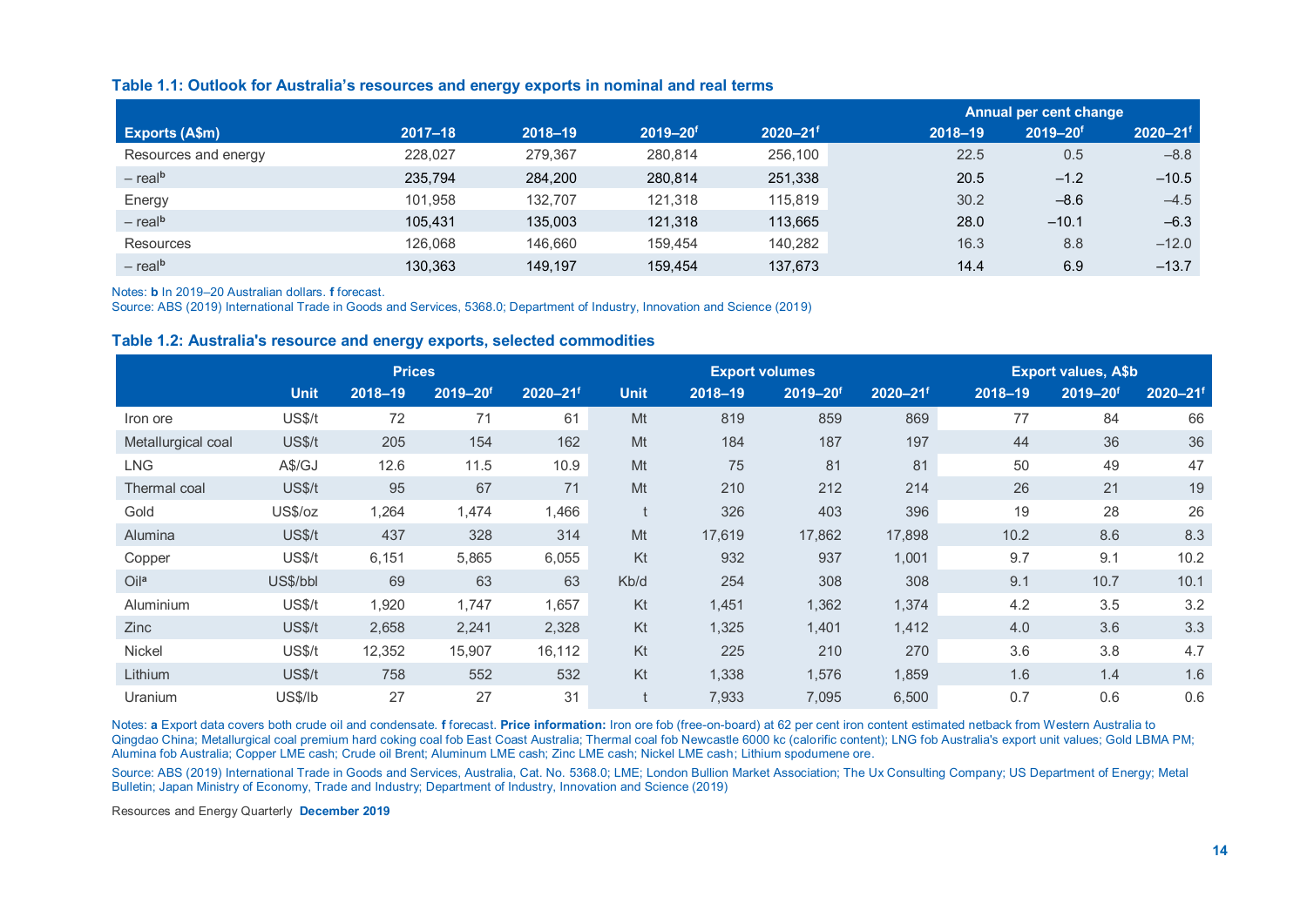**Table 1.1: Outlook for Australia's resources and energy exports in nominal and real terms**

| Exports (A$m) | 2017–18 | 2018–19 | 2019–20[f] | 2020–21[f] | Annual per cent change 2018–19 | 2019–20[f] | 2020–21[f] |
|---|---|---|---|---|---|---|---|
| Resources and energy | 228,027 | 279,367 | 280,814 | 256,100 | 22.5 | 0.5 | –8.8 |
| – real[b] | 235,794 | 284,200 | 280,814 | 251,338 | 20.5 | –1.2 | –10.5 |
| Energy | 101,958 | 132,707 | 121,318 | 115,819 | 30.2 | –8.6 | –4.5 |
| – real[b] | 105,431 | 135,003 | 121,318 | 113,665 | 28.0 | –10.1 | –6.3 |
| Resources | 126,068 | 146,660 | 159,454 | 140,282 | 16.3 | 8.8 | –12.0 |
| – real[b] | 130,363 | 149,197 | 159,454 | 137,673 | 14.4 | 6.9 | –13.7 |

Notes: **b** In 2019–20 Australian dollars. **f** forecast.
Source: ABS (2019) International Trade in Goods and Services, 5368.0; Department of Industry, Innovation and Science (2019)

**Table 1.2: Australia's resource and energy exports, selected commodities**

| | Prices | | | | Export volumes | | | | Export values, A$b | | |
|---|---|---|---|---|---|---|---|---|---|---|---|
| | Unit | 2018–19 | 2019–20[f] | 2020–21[f] | Unit | 2018–19 | 2019–20[f] | 2020–21[f] | 2018–19 | 2019–20[f] | 2020–21[f] |
| Iron ore | US$/t | 72 | 71 | 61 | Mt | 819 | 859 | 869 | 77 | 84 | 66 |
| Metallurgical coal | US$/t | 205 | 154 | 162 | Mt | 184 | 187 | 197 | 44 | 36 | 36 |
| LNG | A$/GJ | 12.6 | 11.5 | 10.9 | Mt | 75 | 81 | 81 | 50 | 49 | 47 |
| Thermal coal | US$/t | 95 | 67 | 71 | Mt | 210 | 212 | 214 | 26 | 21 | 19 |
| Gold | US$/oz | 1,264 | 1,474 | 1,466 | t | 326 | 403 | 396 | 19 | 28 | 26 |
| Alumina | US$/t | 437 | 328 | 314 | Mt | 17,619 | 17,862 | 17,898 | 10.2 | 8.6 | 8.3 |
| Copper | US$/t | 6,151 | 5,865 | 6,055 | Kt | 932 | 937 | 1,001 | 9.7 | 9.1 | 10.2 |
| Oil[a] | US$/bbl | 69 | 63 | 63 | Kb/d | 254 | 308 | 308 | 9.1 | 10.7 | 10.1 |
| Aluminium | US$/t | 1,920 | 1,747 | 1,657 | Kt | 1,451 | 1,362 | 1,374 | 4.2 | 3.5 | 3.2 |
| Zinc | US$/t | 2,658 | 2,241 | 2,328 | Kt | 1,325 | 1,401 | 1,412 | 4.0 | 3.6 | 3.3 |
| Nickel | US$/t | 12,352 | 15,907 | 16,112 | Kt | 225 | 210 | 270 | 3.6 | 3.8 | 4.7 |
| Lithium | US$/t | 758 | 552 | 532 | Kt | 1,338 | 1,576 | 1,859 | 1.6 | 1.4 | 1.6 |
| Uranium | US$/lb | 27 | 27 | 31 | t | 7,933 | 7,095 | 6,500 | 0.7 | 0.6 | 0.6 |

Notes: **a** Export data covers both crude oil and condensate. **f** forecast. **Price information:** Iron ore fob (free-on-board) at 62 per cent iron content estimated netback from Western Australia to Qingdao China; Metallurgical coal premium hard coking coal fob East Coast Australia; Thermal coal fob Newcastle 6000 kc (calorific content); LNG fob Australia's export unit values; Gold LBMA PM; Alumina fob Australia; Copper LME cash; Crude oil Brent; Aluminum LME cash; Zinc LME cash; Nickel LME cash; Lithium spodumene ore.

Source: ABS (2019) International Trade in Goods and Services, Australia, Cat. No. 5368.0; LME; London Bullion Market Association; The Ux Consulting Company; US Department of Energy; Metal Bulletin; Japan Ministry of Economy, Trade and Industry; Department of Industry, Innovation and Science (2019)